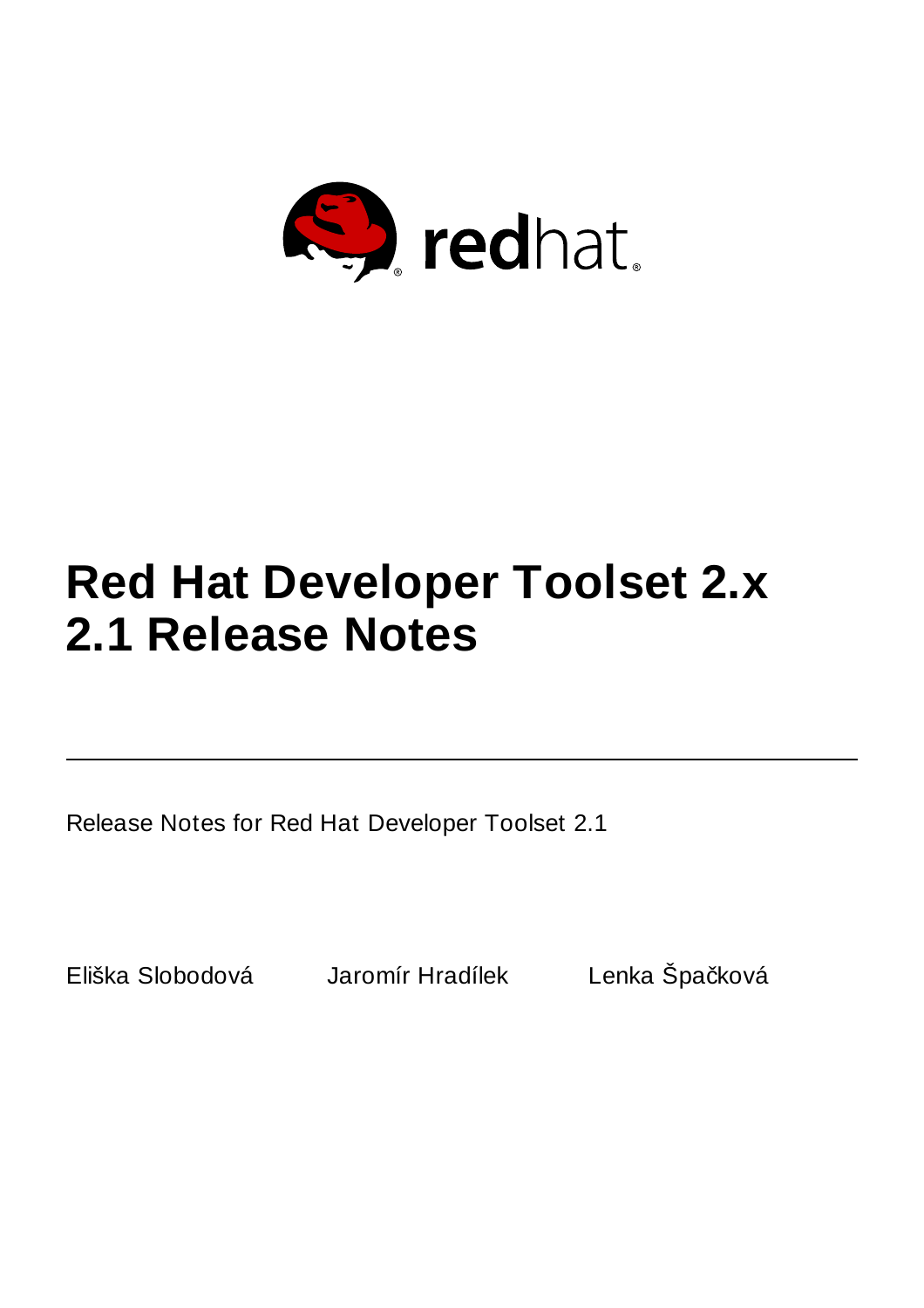# Red Hat Developer Toolset 2.x
# 2.1 Release Notes

Release Notes for Red Hat Developer Toolset 2.1

Eliška Slobodová Jaromír Hradílek Lenka Špačková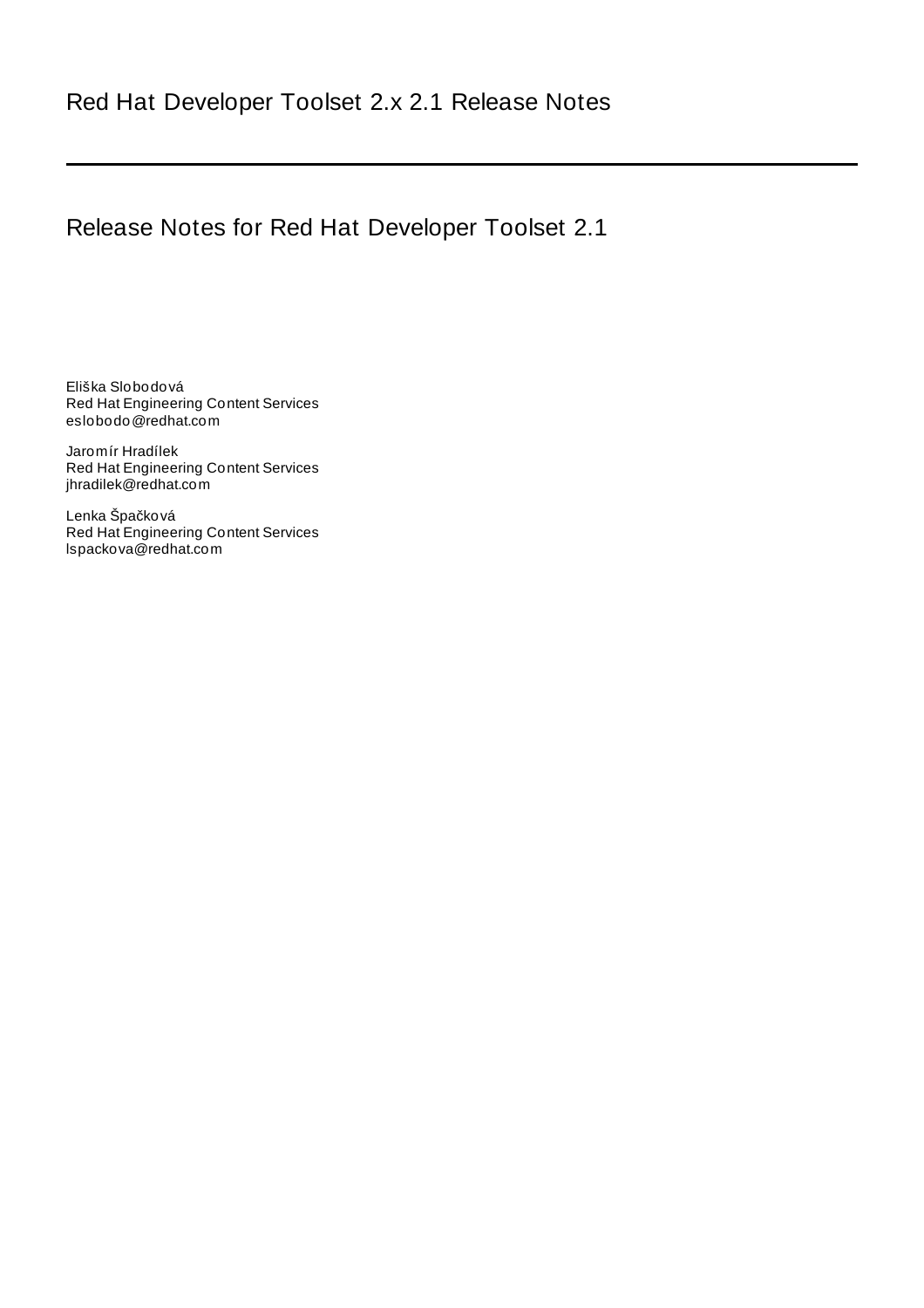# Red Hat Developer Toolset 2.x 2.1 Release Notes

## Release Notes for Red Hat Developer Toolset 2.1

Eliška Slobodová
Red Hat Engineering Content Services
eslobodo@redhat.com

Jaromír Hradílek
Red Hat Engineering Content Services
jhradilek@redhat.com

Lenka Špačková
Red Hat Engineering Content Services
lspackova@redhat.com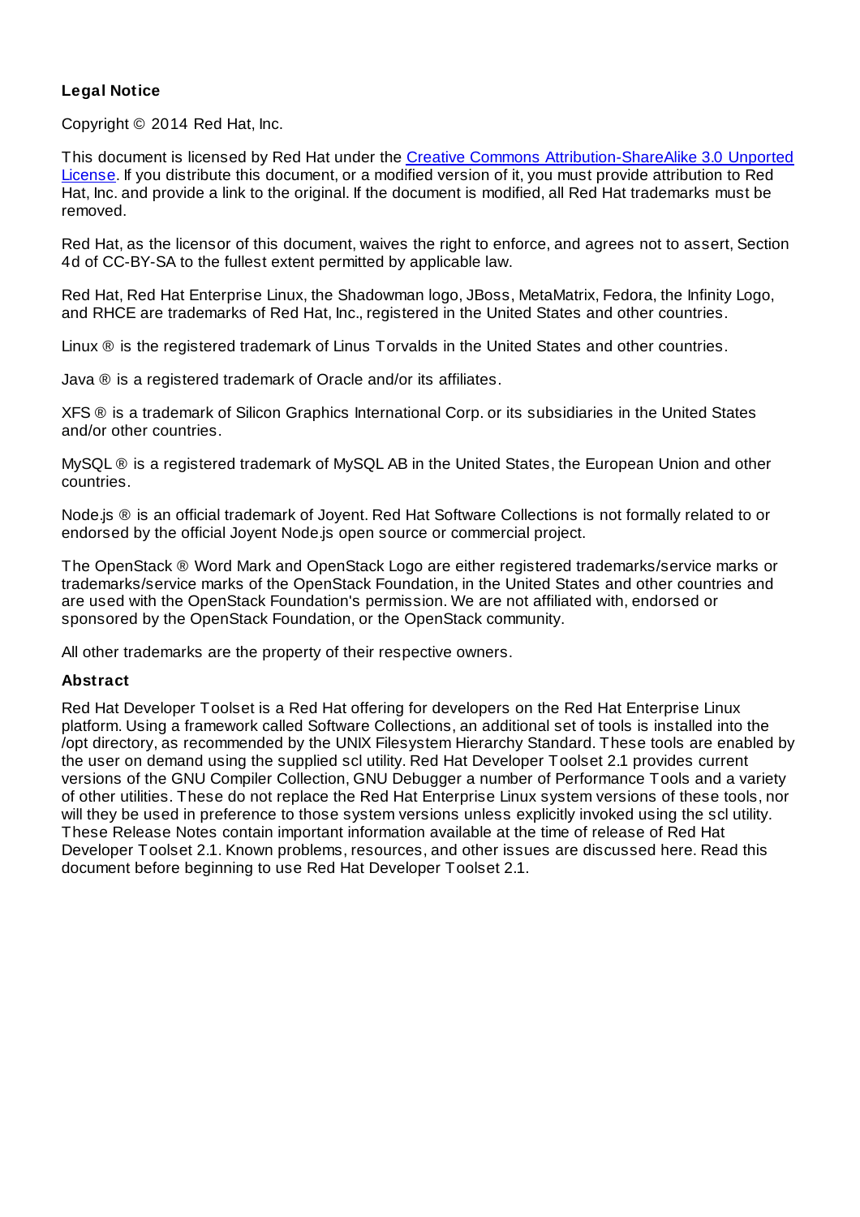### Legal Notice

Copyright © 2014 Red Hat, Inc.

This document is licensed by Red Hat under the Creative Commons Attribution-ShareAlike 3.0 Unported License. If you distribute this document, or a modified version of it, you must provide attribution to Red Hat, Inc. and provide a link to the original. If the document is modified, all Red Hat trademarks must be removed.

Red Hat, as the licensor of this document, waives the right to enforce, and agrees not to assert, Section 4d of CC-BY-SA to the fullest extent permitted by applicable law.

Red Hat, Red Hat Enterprise Linux, the Shadowman logo, JBoss, MetaMatrix, Fedora, the Infinity Logo, and RHCE are trademarks of Red Hat, Inc., registered in the United States and other countries.

Linux ® is the registered trademark of Linus Torvalds in the United States and other countries.

Java ® is a registered trademark of Oracle and/or its affiliates.

XFS ® is a trademark of Silicon Graphics International Corp. or its subsidiaries in the United States and/or other countries.

MySQL ® is a registered trademark of MySQL AB in the United States, the European Union and other countries.

Node.js ® is an official trademark of Joyent. Red Hat Software Collections is not formally related to or endorsed by the official Joyent Node.js open source or commercial project.

The OpenStack ® Word Mark and OpenStack Logo are either registered trademarks/service marks or trademarks/service marks of the OpenStack Foundation, in the United States and other countries and are used with the OpenStack Foundation's permission. We are not affiliated with, endorsed or sponsored by the OpenStack Foundation, or the OpenStack community.

All other trademarks are the property of their respective owners.

### Abstract

Red Hat Developer Toolset is a Red Hat offering for developers on the Red Hat Enterprise Linux platform. Using a framework called Software Collections, an additional set of tools is installed into the /opt directory, as recommended by the UNIX Filesystem Hierarchy Standard. These tools are enabled by the user on demand using the supplied scl utility. Red Hat Developer Toolset 2.1 provides current versions of the GNU Compiler Collection, GNU Debugger a number of Performance Tools and a variety of other utilities. These do not replace the Red Hat Enterprise Linux system versions of these tools, nor will they be used in preference to those system versions unless explicitly invoked using the scl utility. These Release Notes contain important information available at the time of release of Red Hat Developer Toolset 2.1. Known problems, resources, and other issues are discussed here. Read this document before beginning to use Red Hat Developer Toolset 2.1.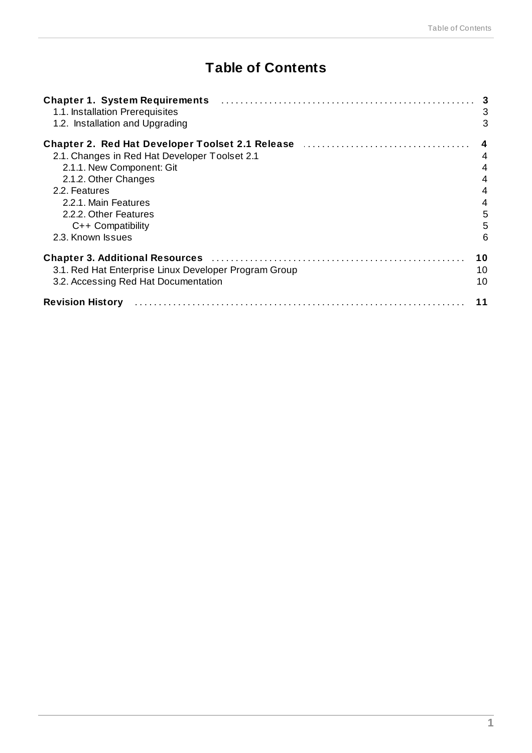# Table of Contents

**Chapter 1. System Requirements** ..... **3**
- 1.1. Installation Prerequisites ..... 3
- 1.2. Installation and Upgrading ..... 3

**Chapter 2. Red Hat Developer Toolset 2.1 Release** ..... **4**
- 2.1. Changes in Red Hat Developer Toolset 2.1 ..... 4
  - 2.1.1. New Component: Git ..... 4
  - 2.1.2. Other Changes ..... 4
- 2.2. Features ..... 4
  - 2.2.1. Main Features ..... 4
  - 2.2.2. Other Features ..... 5
    - C++ Compatibility ..... 5
- 2.3. Known Issues ..... 6

**Chapter 3. Additional Resources** ..... **10**
- 3.1. Red Hat Enterprise Linux Developer Program Group ..... 10
- 3.2. Accessing Red Hat Documentation ..... 10

**Revision History** ..... **11**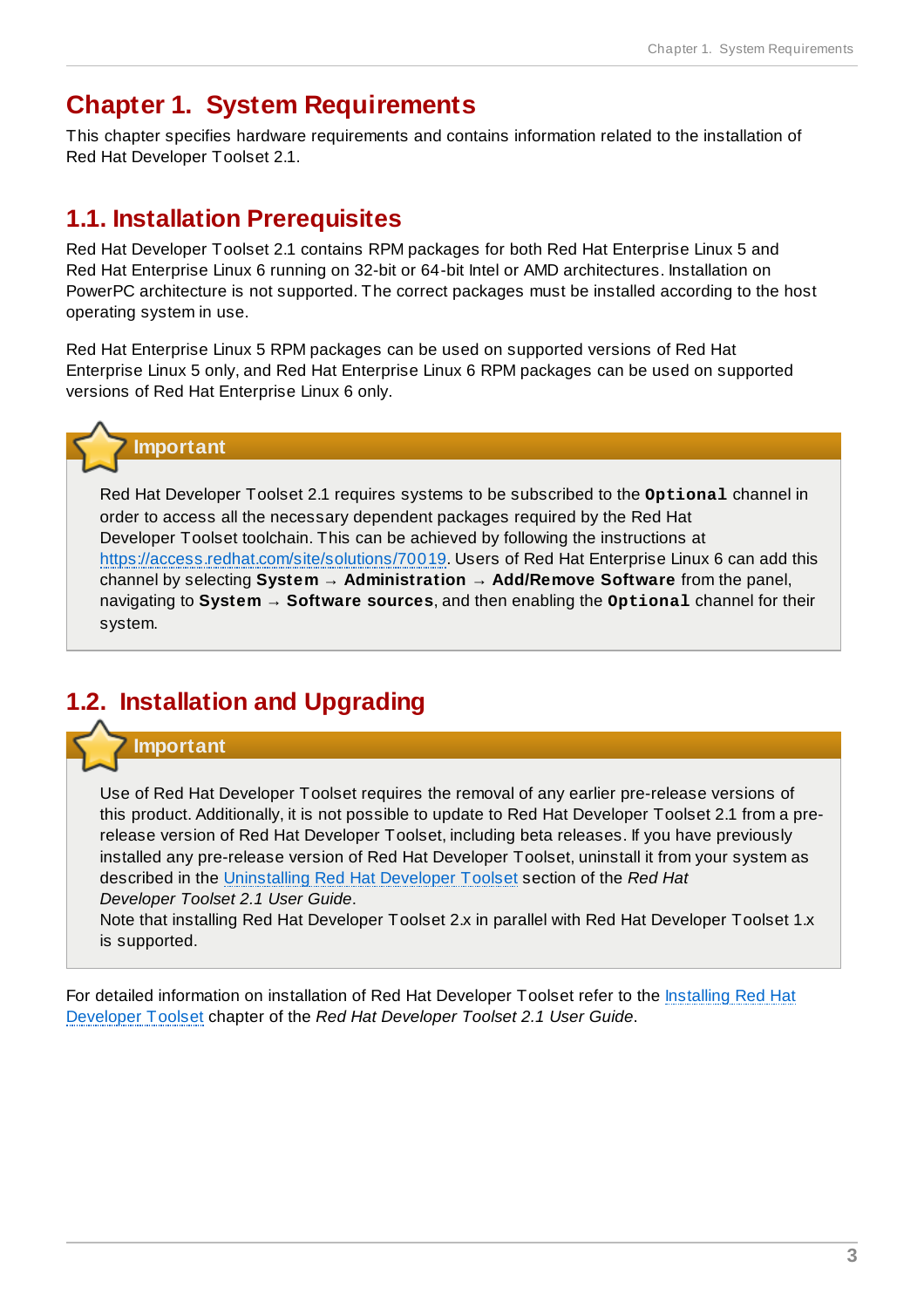# Chapter 1. System Requirements

This chapter specifies hardware requirements and contains information related to the installation of Red Hat Developer Toolset 2.1.

## 1.1. Installation Prerequisites

Red Hat Developer Toolset 2.1 contains RPM packages for both Red Hat Enterprise Linux 5 and Red Hat Enterprise Linux 6 running on 32-bit or 64-bit Intel or AMD architectures. Installation on PowerPC architecture is not supported. The correct packages must be installed according to the host operating system in use.

Red Hat Enterprise Linux 5 RPM packages can be used on supported versions of Red Hat Enterprise Linux 5 only, and Red Hat Enterprise Linux 6 RPM packages can be used on supported versions of Red Hat Enterprise Linux 6 only.

> **Important**
>
> Red Hat Developer Toolset 2.1 requires systems to be subscribed to the `Optional` channel in order to access all the necessary dependent packages required by the Red Hat Developer Toolset toolchain. This can be achieved by following the instructions at https://access.redhat.com/site/solutions/70019. Users of Red Hat Enterprise Linux 6 can add this channel by selecting **System** → **Administration** → **Add/Remove Software** from the panel, navigating to **System** → **Software sources**, and then enabling the `Optional` channel for their system.

## 1.2. Installation and Upgrading

> **Important**
>
> Use of Red Hat Developer Toolset requires the removal of any earlier pre-release versions of this product. Additionally, it is not possible to update to Red Hat Developer Toolset 2.1 from a pre-release version of Red Hat Developer Toolset, including beta releases. If you have previously installed any pre-release version of Red Hat Developer Toolset, uninstall it from your system as described in the Uninstalling Red Hat Developer Toolset section of the *Red Hat Developer Toolset 2.1 User Guide*.
> Note that installing Red Hat Developer Toolset 2.x in parallel with Red Hat Developer Toolset 1.x is supported.

For detailed information on installation of Red Hat Developer Toolset refer to the Installing Red Hat Developer Toolset chapter of the *Red Hat Developer Toolset 2.1 User Guide*.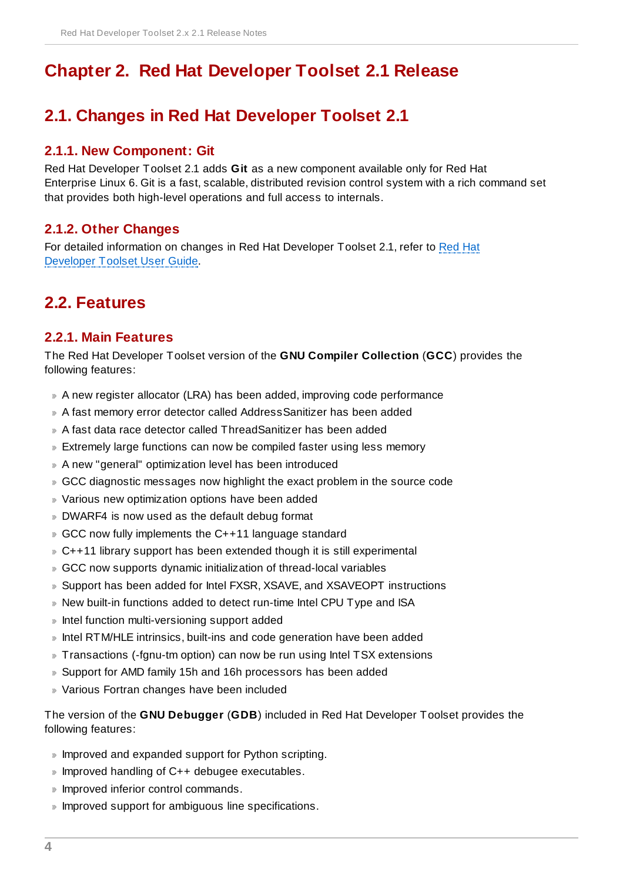# Chapter 2. Red Hat Developer Toolset 2.1 Release

## 2.1. Changes in Red Hat Developer Toolset 2.1

### 2.1.1. New Component: Git

Red Hat Developer Toolset 2.1 adds **Git** as a new component available only for Red Hat Enterprise Linux 6. Git is a fast, scalable, distributed revision control system with a rich command set that provides both high-level operations and full access to internals.

### 2.1.2. Other Changes

For detailed information on changes in Red Hat Developer Toolset 2.1, refer to Red Hat Developer Toolset User Guide.

## 2.2. Features

### 2.2.1. Main Features

The Red Hat Developer Toolset version of the **GNU Compiler Collection** (**GCC**) provides the following features:

- A new register allocator (LRA) has been added, improving code performance
- A fast memory error detector called AddressSanitizer has been added
- A fast data race detector called ThreadSanitizer has been added
- Extremely large functions can now be compiled faster using less memory
- A new "general" optimization level has been introduced
- GCC diagnostic messages now highlight the exact problem in the source code
- Various new optimization options have been added
- DWARF4 is now used as the default debug format
- GCC now fully implements the C++11 language standard
- C++11 library support has been extended though it is still experimental
- GCC now supports dynamic initialization of thread-local variables
- Support has been added for Intel FXSR, XSAVE, and XSAVEOPT instructions
- New built-in functions added to detect run-time Intel CPU Type and ISA
- Intel function multi-versioning support added
- Intel RTM/HLE intrinsics, built-ins and code generation have been added
- Transactions (-fgnu-tm option) can now be run using Intel TSX extensions
- Support for AMD family 15h and 16h processors has been added
- Various Fortran changes have been included

The version of the **GNU Debugger** (**GDB**) included in Red Hat Developer Toolset provides the following features:

- Improved and expanded support for Python scripting.
- Improved handling of C++ debugee executables.
- Improved inferior control commands.
- Improved support for ambiguous line specifications.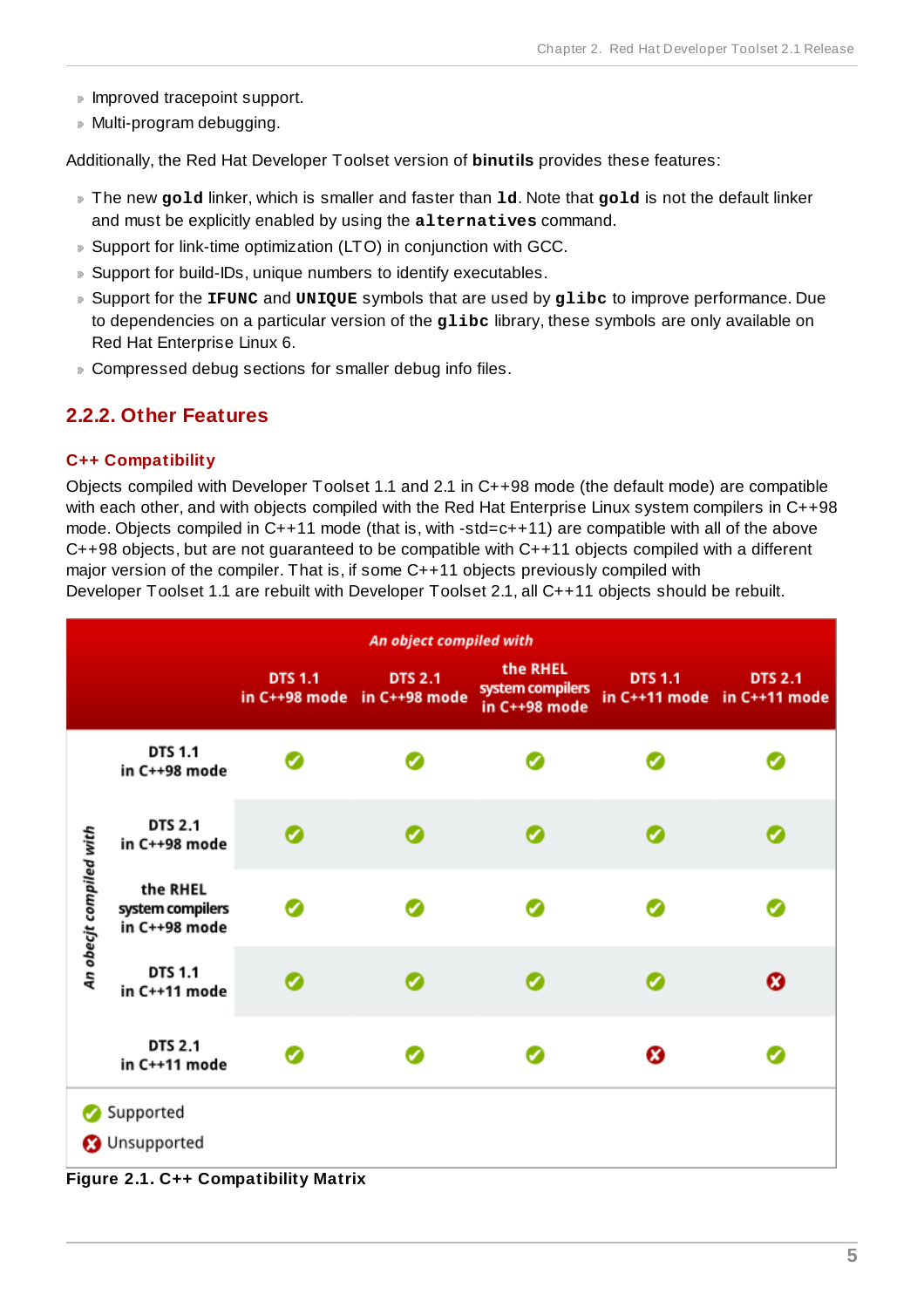- Improved tracepoint support.
- Multi-program debugging.

Additionally, the Red Hat Developer Toolset version of **binutils** provides these features:

- The new **gold** linker, which is smaller and faster than **ld**. Note that **gold** is not the default linker and must be explicitly enabled by using the **alternatives** command.
- Support for link-time optimization (LTO) in conjunction with GCC.
- Support for build-IDs, unique numbers to identify executables.
- Support for the **IFUNC** and **UNIQUE** symbols that are used by **glibc** to improve performance. Due to dependencies on a particular version of the **glibc** library, these symbols are only available on Red Hat Enterprise Linux 6.
- Compressed debug sections for smaller debug info files.

### 2.2.2. Other Features

#### C++ Compatibility

Objects compiled with Developer Toolset 1.1 and 2.1 in C++98 mode (the default mode) are compatible with each other, and with objects compiled with the Red Hat Enterprise Linux system compilers in C++98 mode. Objects compiled in C++11 mode (that is, with -std=c++11) are compatible with all of the above C++98 objects, but are not guaranteed to be compatible with C++11 objects compiled with a different major version of the compiler. That is, if some C++11 objects previously compiled with Developer Toolset 1.1 are rebuilt with Developer Toolset 2.1, all C++11 objects should be rebuilt.

| An obecjt compiled with | An object compiled with: DTS 1.1 in C++98 mode | DTS 2.1 in C++98 mode | the RHEL system compilers in C++98 mode | DTS 1.1 in C++11 mode | DTS 2.1 in C++11 mode |
|---|---|---|---|---|---|
| DTS 1.1 in C++98 mode | Supported | Supported | Supported | Supported | Supported |
| DTS 2.1 in C++98 mode | Supported | Supported | Supported | Supported | Supported |
| the RHEL system compilers in C++98 mode | Supported | Supported | Supported | Supported | Supported |
| DTS 1.1 in C++11 mode | Supported | Supported | Supported | Supported | Unsupported |
| DTS 2.1 in C++11 mode | Supported | Supported | Supported | Unsupported | Supported |

Supported

Unsupported

**Figure 2.1. C++ Compatibility Matrix**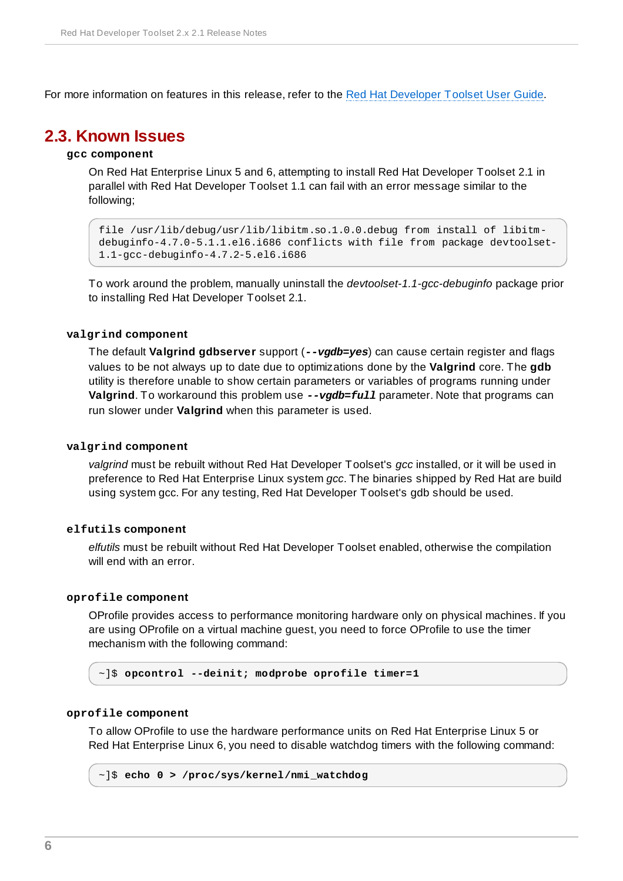For more information on features in this release, refer to the Red Hat Developer Toolset User Guide.

## 2.3. Known Issues

**gcc component**

On Red Hat Enterprise Linux 5 and 6, attempting to install Red Hat Developer Toolset 2.1 in parallel with Red Hat Developer Toolset 1.1 can fail with an error message similar to the following;

```
file /usr/lib/debug/usr/lib/libitm.so.1.0.0.debug from install of libitm-debuginfo-4.7.0-5.1.1.el6.i686 conflicts with file from package devtoolset-1.1-gcc-debuginfo-4.7.2-5.el6.i686
```

To work around the problem, manually uninstall the *devtoolset-1.1-gcc-debuginfo* package prior to installing Red Hat Developer Toolset 2.1.

**valgrind component**

The default **Valgrind gdbserver** support (***--vgdb=yes***) can cause certain register and flags values to be not always up to date due to optimizations done by the **Valgrind** core. The **gdb** utility is therefore unable to show certain parameters or variables of programs running under **Valgrind**. To workaround this problem use ***--vgdb=full*** parameter. Note that programs can run slower under **Valgrind** when this parameter is used.

**valgrind component**

*valgrind* must be rebuilt without Red Hat Developer Toolset's *gcc* installed, or it will be used in preference to Red Hat Enterprise Linux system *gcc*. The binaries shipped by Red Hat are build using system gcc. For any testing, Red Hat Developer Toolset's gdb should be used.

**elfutils component**

*elfutils* must be rebuilt without Red Hat Developer Toolset enabled, otherwise the compilation will end with an error.

**oprofile component**

OProfile provides access to performance monitoring hardware only on physical machines. If you are using OProfile on a virtual machine guest, you need to force OProfile to use the timer mechanism with the following command:

```
~]$ opcontrol --deinit; modprobe oprofile timer=1
```

**oprofile component**

To allow OProfile to use the hardware performance units on Red Hat Enterprise Linux 5 or Red Hat Enterprise Linux 6, you need to disable watchdog timers with the following command:

```
~]$ echo 0 > /proc/sys/kernel/nmi_watchdog
```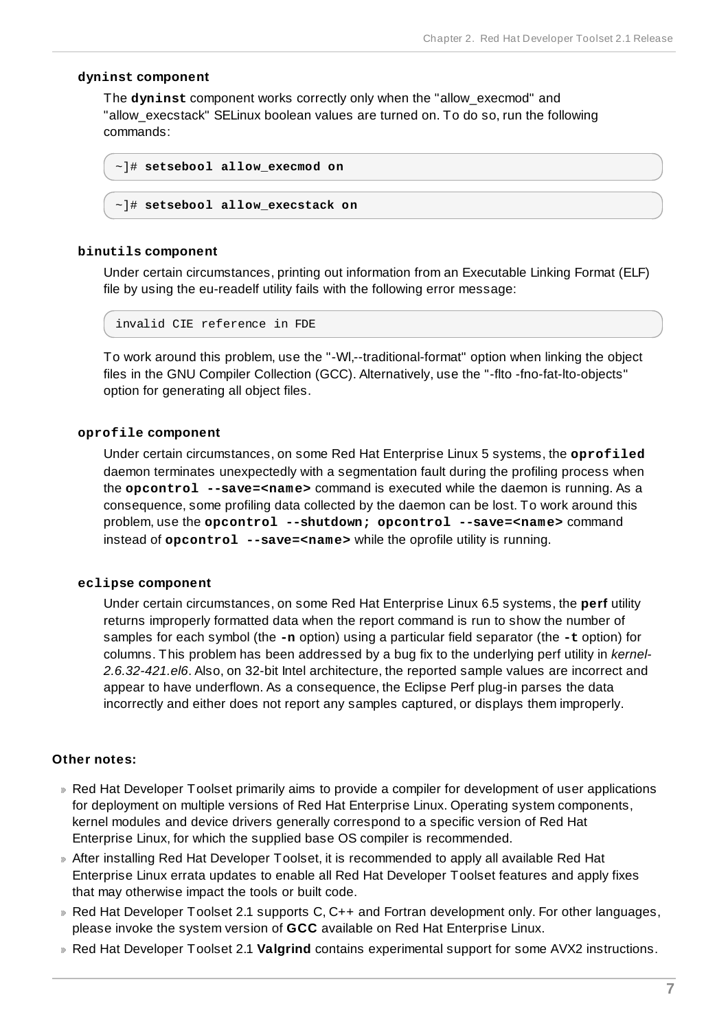#### dyninst component

The **dyninst** component works correctly only when the "allow_execmod" and "allow_execstack" SELinux boolean values are turned on. To do so, run the following commands:

```
~]# setsebool allow_execmod on
```

```
~]# setsebool allow_execstack on
```

#### binutils component

Under certain circumstances, printing out information from an Executable Linking Format (ELF) file by using the eu-readelf utility fails with the following error message:

```
invalid CIE reference in FDE
```

To work around this problem, use the "-Wl,--traditional-format" option when linking the object files in the GNU Compiler Collection (GCC). Alternatively, use the "-flto -fno-fat-lto-objects" option for generating all object files.

#### oprofile component

Under certain circumstances, on some Red Hat Enterprise Linux 5 systems, the **oprofiled** daemon terminates unexpectedly with a segmentation fault during the profiling process when the **opcontrol --save=<name>** command is executed while the daemon is running. As a consequence, some profiling data collected by the daemon can be lost. To work around this problem, use the **opcontrol --shutdown; opcontrol --save=<name>** command instead of **opcontrol --save=<name>** while the oprofile utility is running.

#### eclipse component

Under certain circumstances, on some Red Hat Enterprise Linux 6.5 systems, the **perf** utility returns improperly formatted data when the report command is run to show the number of samples for each symbol (the **-n** option) using a particular field separator (the **-t** option) for columns. This problem has been addressed by a bug fix to the underlying perf utility in *kernel-2.6.32-421.el6*. Also, on 32-bit Intel architecture, the reported sample values are incorrect and appear to have underflown. As a consequence, the Eclipse Perf plug-in parses the data incorrectly and either does not report any samples captured, or displays them improperly.

**Other notes:**

- Red Hat Developer Toolset primarily aims to provide a compiler for development of user applications for deployment on multiple versions of Red Hat Enterprise Linux. Operating system components, kernel modules and device drivers generally correspond to a specific version of Red Hat Enterprise Linux, for which the supplied base OS compiler is recommended.
- After installing Red Hat Developer Toolset, it is recommended to apply all available Red Hat Enterprise Linux errata updates to enable all Red Hat Developer Toolset features and apply fixes that may otherwise impact the tools or built code.
- Red Hat Developer Toolset 2.1 supports C, C++ and Fortran development only. For other languages, please invoke the system version of **GCC** available on Red Hat Enterprise Linux.
- Red Hat Developer Toolset 2.1 **Valgrind** contains experimental support for some AVX2 instructions.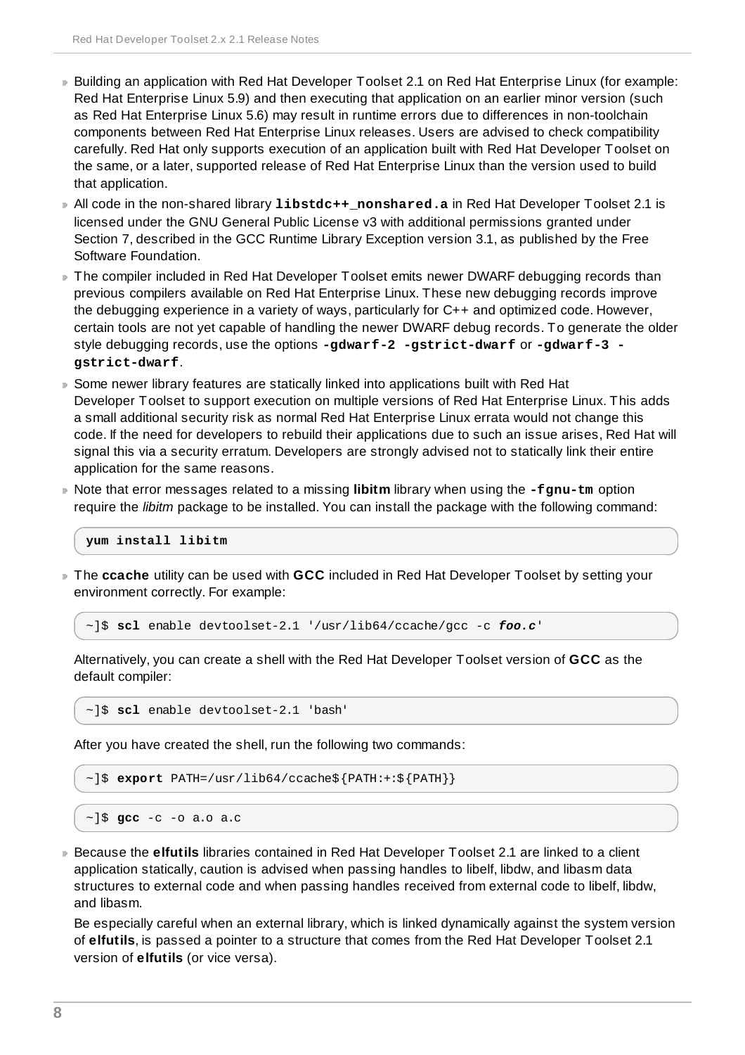- Building an application with Red Hat Developer Toolset 2.1 on Red Hat Enterprise Linux (for example: Red Hat Enterprise Linux 5.9) and then executing that application on an earlier minor version (such as Red Hat Enterprise Linux 5.6) may result in runtime errors due to differences in non-toolchain components between Red Hat Enterprise Linux releases. Users are advised to check compatibility carefully. Red Hat only supports execution of an application built with Red Hat Developer Toolset on the same, or a later, supported release of Red Hat Enterprise Linux than the version used to build that application.
- All code in the non-shared library **`libstdc++_nonshared.a`** in Red Hat Developer Toolset 2.1 is licensed under the GNU General Public License v3 with additional permissions granted under Section 7, described in the GCC Runtime Library Exception version 3.1, as published by the Free Software Foundation.
- The compiler included in Red Hat Developer Toolset emits newer DWARF debugging records than previous compilers available on Red Hat Enterprise Linux. These new debugging records improve the debugging experience in a variety of ways, particularly for C++ and optimized code. However, certain tools are not yet capable of handling the newer DWARF debug records. To generate the older style debugging records, use the options **`-gdwarf-2 -gstrict-dwarf`** or **`-gdwarf-3 -gstrict-dwarf`**.
- Some newer library features are statically linked into applications built with Red Hat Developer Toolset to support execution on multiple versions of Red Hat Enterprise Linux. This adds a small additional security risk as normal Red Hat Enterprise Linux errata would not change this code. If the need for developers to rebuild their applications due to such an issue arises, Red Hat will signal this via a security erratum. Developers are strongly advised not to statically link their entire application for the same reasons.
- Note that error messages related to a missing **libitm** library when using the **`-fgnu-tm`** option require the *libitm* package to be installed. You can install the package with the following command:

  ```
  yum install libitm
  ```

- The **ccache** utility can be used with **GCC** included in Red Hat Developer Toolset by setting your environment correctly. For example:

  ```
  ~]$ scl enable devtoolset-2.1 '/usr/lib64/ccache/gcc -c foo.c'
  ```

  Alternatively, you can create a shell with the Red Hat Developer Toolset version of **GCC** as the default compiler:

  ```
  ~]$ scl enable devtoolset-2.1 'bash'
  ```

  After you have created the shell, run the following two commands:

  ```
  ~]$ export PATH=/usr/lib64/ccache${PATH:+:${PATH}}
  ```

  ```
  ~]$ gcc -c -o a.o a.c
  ```

- Because the **elfutils** libraries contained in Red Hat Developer Toolset 2.1 are linked to a client application statically, caution is advised when passing handles to libelf, libdw, and libasm data structures to external code and when passing handles received from external code to libelf, libdw, and libasm.

  Be especially careful when an external library, which is linked dynamically against the system version of **elfutils**, is passed a pointer to a structure that comes from the Red Hat Developer Toolset 2.1 version of **elfutils** (or vice versa).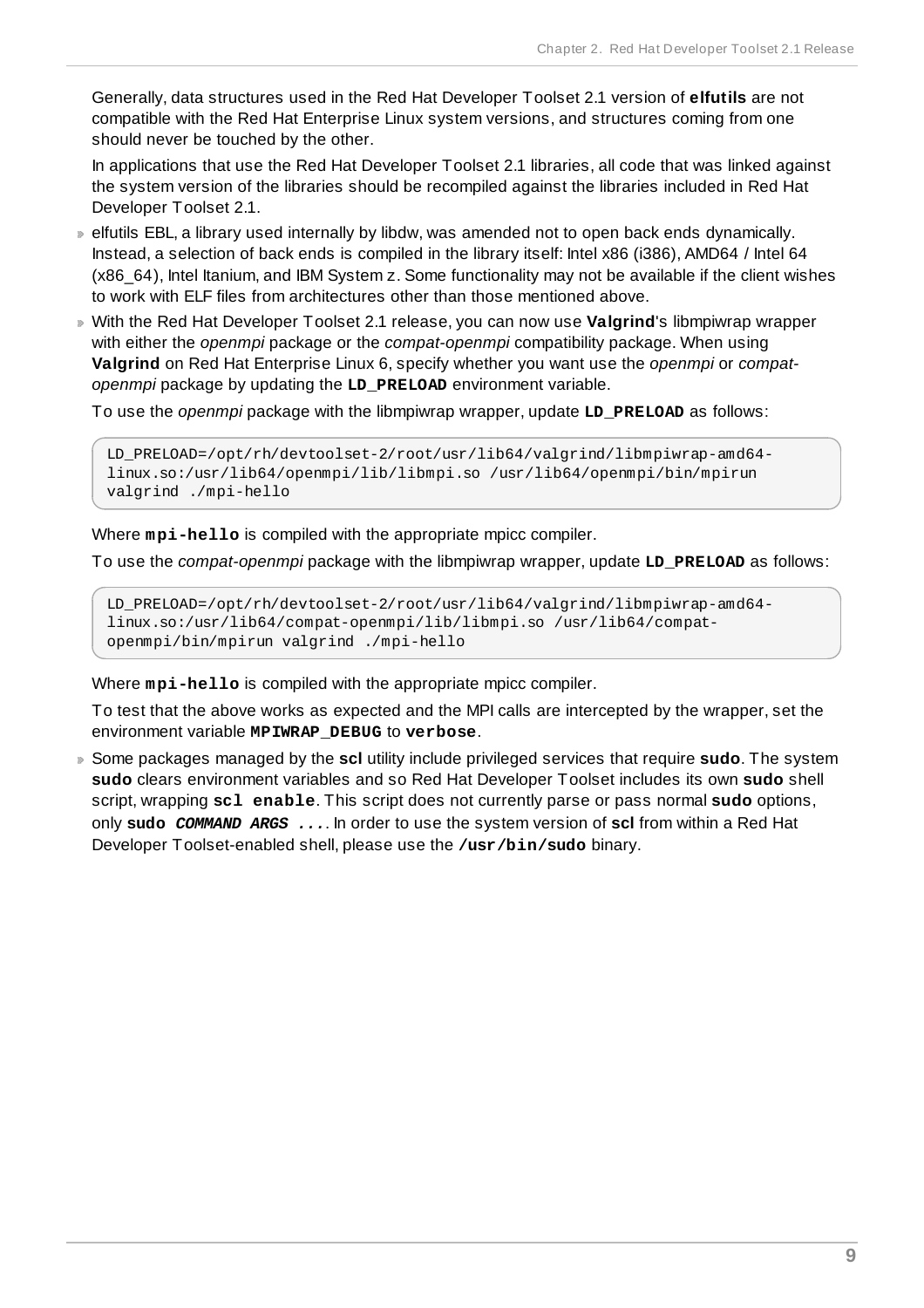Generally, data structures used in the Red Hat Developer Toolset 2.1 version of **elfutils** are not compatible with the Red Hat Enterprise Linux system versions, and structures coming from one should never be touched by the other.

In applications that use the Red Hat Developer Toolset 2.1 libraries, all code that was linked against the system version of the libraries should be recompiled against the libraries included in Red Hat Developer Toolset 2.1.

- elfutils EBL, a library used internally by libdw, was amended not to open back ends dynamically. Instead, a selection of back ends is compiled in the library itself: Intel x86 (i386), AMD64 / Intel 64 (x86_64), Intel Itanium, and IBM System z. Some functionality may not be available if the client wishes to work with ELF files from architectures other than those mentioned above.
- With the Red Hat Developer Toolset 2.1 release, you can now use **Valgrind**'s libmpiwrap wrapper with either the *openmpi* package or the *compat-openmpi* compatibility package. When using **Valgrind** on Red Hat Enterprise Linux 6, specify whether you want use the *openmpi* or *compat-openmpi* package by updating the **LD_PRELOAD** environment variable.

  To use the *openmpi* package with the libmpiwrap wrapper, update **LD_PRELOAD** as follows:

  ```
  LD_PRELOAD=/opt/rh/devtoolset-2/root/usr/lib64/valgrind/libmpiwrap-amd64-
  linux.so:/usr/lib64/openmpi/lib/libmpi.so /usr/lib64/openmpi/bin/mpirun
  valgrind ./mpi-hello
  ```

  Where **mpi-hello** is compiled with the appropriate mpicc compiler.

  To use the *compat-openmpi* package with the libmpiwrap wrapper, update **LD_PRELOAD** as follows:

  ```
  LD_PRELOAD=/opt/rh/devtoolset-2/root/usr/lib64/valgrind/libmpiwrap-amd64-
  linux.so:/usr/lib64/compat-openmpi/lib/libmpi.so /usr/lib64/compat-
  openmpi/bin/mpirun valgrind ./mpi-hello
  ```

  Where **mpi-hello** is compiled with the appropriate mpicc compiler.

  To test that the above works as expected and the MPI calls are intercepted by the wrapper, set the environment variable **MPIWRAP_DEBUG** to **verbose**.
- Some packages managed by the **scl** utility include privileged services that require **sudo**. The system **sudo** clears environment variables and so Red Hat Developer Toolset includes its own **sudo** shell script, wrapping **scl enable**. This script does not currently parse or pass normal **sudo** options, only **sudo *COMMAND ARGS ...***. In order to use the system version of **scl** from within a Red Hat Developer Toolset-enabled shell, please use the **/usr/bin/sudo** binary.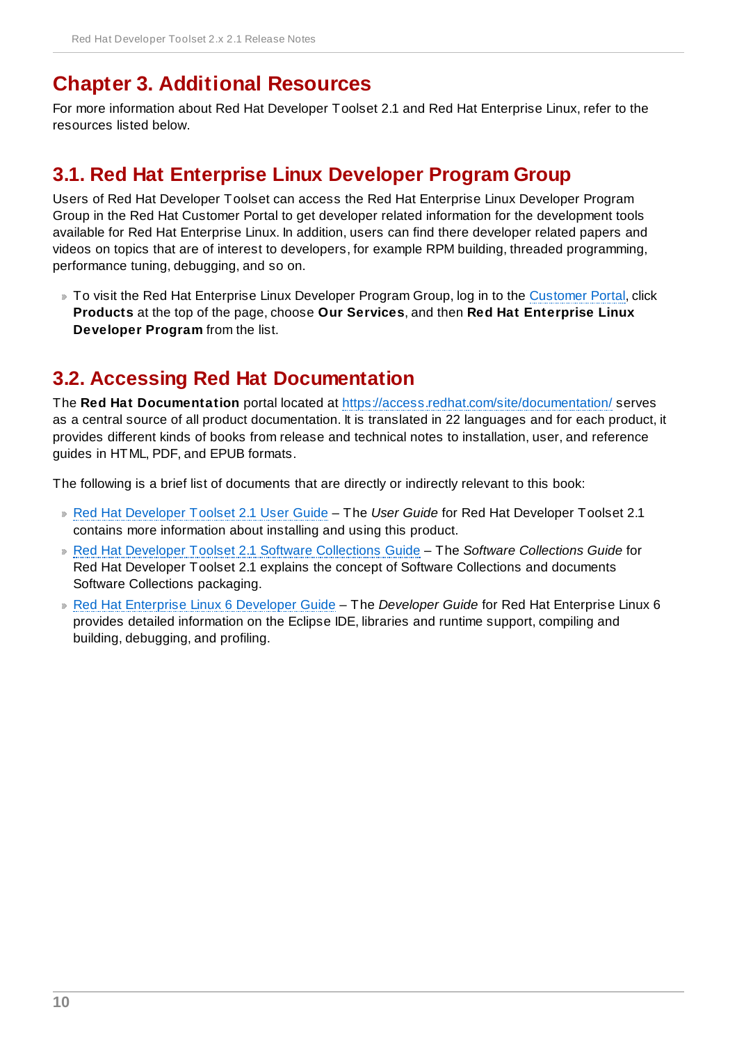# Chapter 3. Additional Resources

For more information about Red Hat Developer Toolset 2.1 and Red Hat Enterprise Linux, refer to the resources listed below.

## 3.1. Red Hat Enterprise Linux Developer Program Group

Users of Red Hat Developer Toolset can access the Red Hat Enterprise Linux Developer Program Group in the Red Hat Customer Portal to get developer related information for the development tools available for Red Hat Enterprise Linux. In addition, users can find there developer related papers and videos on topics that are of interest to developers, for example RPM building, threaded programming, performance tuning, debugging, and so on.

- To visit the Red Hat Enterprise Linux Developer Program Group, log in to the Customer Portal, click **Products** at the top of the page, choose **Our Services**, and then **Red Hat Enterprise Linux Developer Program** from the list.

## 3.2. Accessing Red Hat Documentation

The **Red Hat Documentation** portal located at https://access.redhat.com/site/documentation/ serves as a central source of all product documentation. It is translated in 22 languages and for each product, it provides different kinds of books from release and technical notes to installation, user, and reference guides in HTML, PDF, and EPUB formats.

The following is a brief list of documents that are directly or indirectly relevant to this book:

- Red Hat Developer Toolset 2.1 User Guide – The *User Guide* for Red Hat Developer Toolset 2.1 contains more information about installing and using this product.
- Red Hat Developer Toolset 2.1 Software Collections Guide – The *Software Collections Guide* for Red Hat Developer Toolset 2.1 explains the concept of Software Collections and documents Software Collections packaging.
- Red Hat Enterprise Linux 6 Developer Guide – The *Developer Guide* for Red Hat Enterprise Linux 6 provides detailed information on the Eclipse IDE, libraries and runtime support, compiling and building, debugging, and profiling.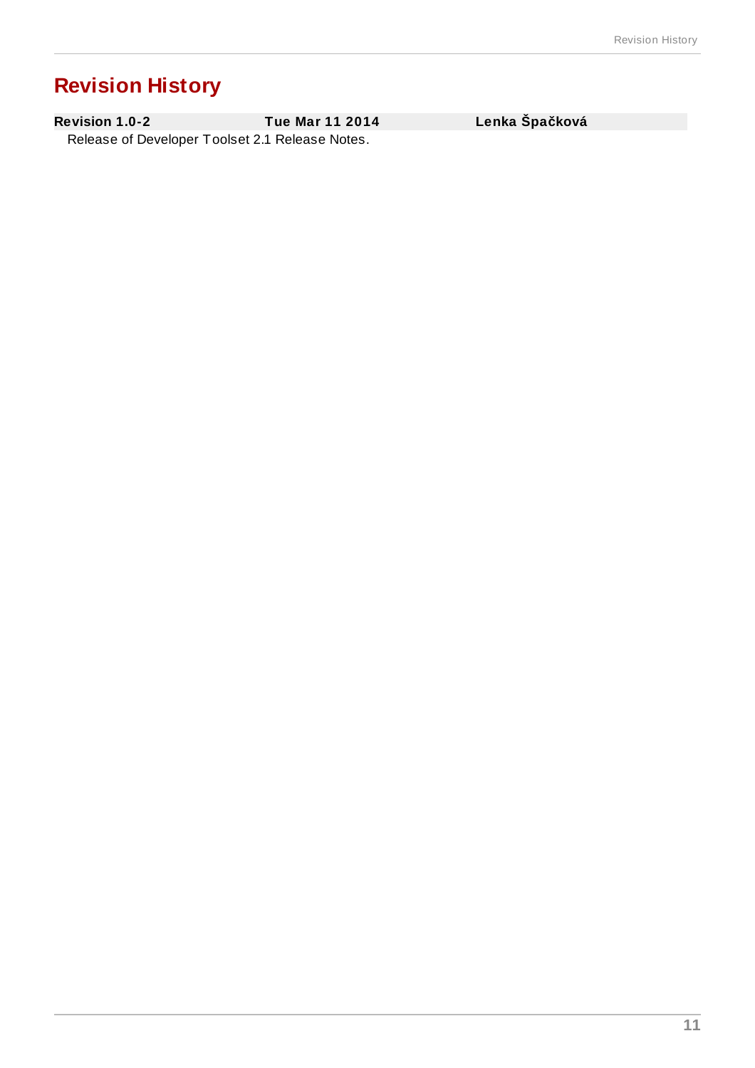# Revision History

| | | |
|---|---|---|
| **Revision 1.0-2** | **Tue Mar 11 2014** | **Lenka Špačková** |

Release of Developer Toolset 2.1 Release Notes.